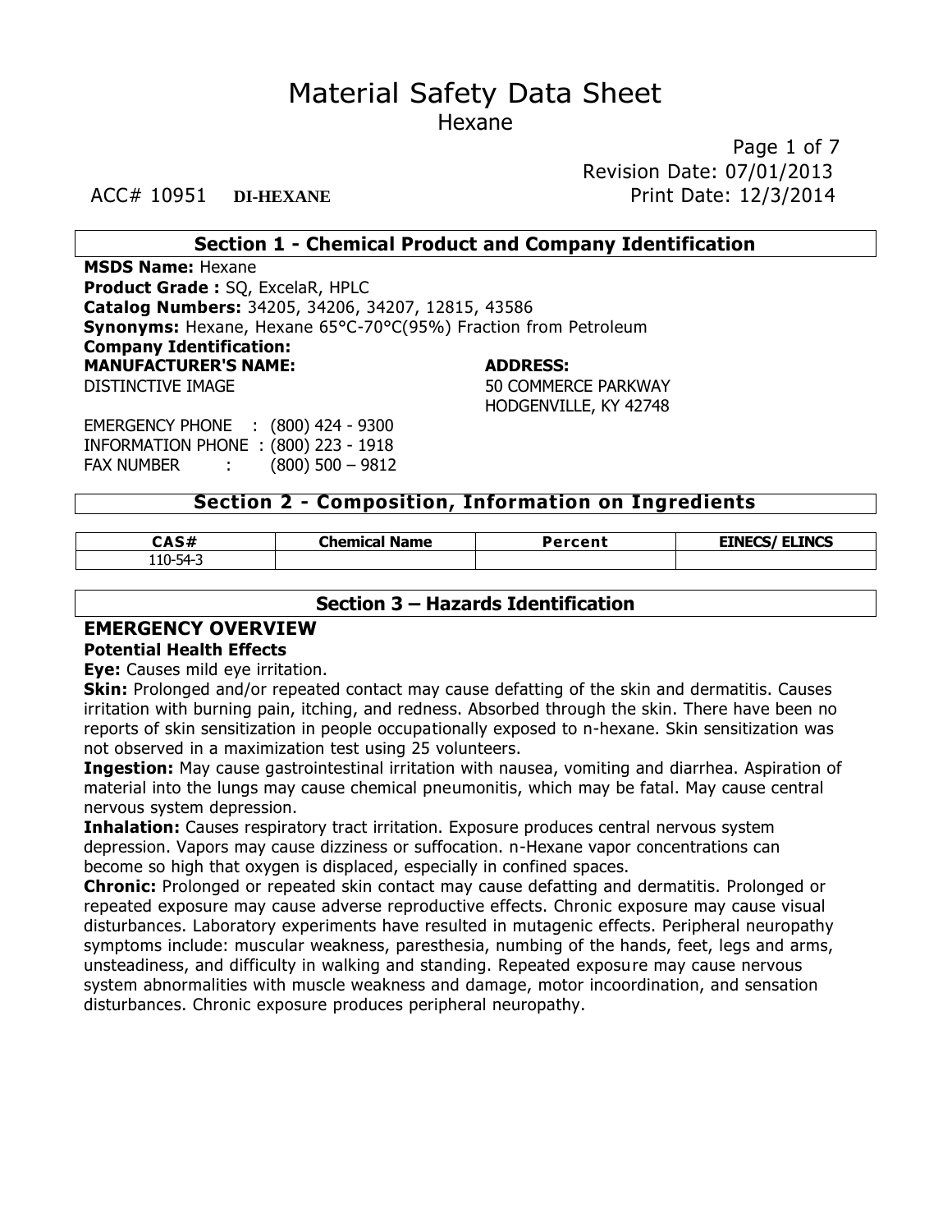# Material Safety Data Sheet

## Hexane

Revision Date: 07/01/2013

ACC# 10951 **DI-HEXANE** Print Date: 12/3/2014

## Section 1 - Chemical Product and Company Identification

**MSDS Name:** Hexane
**Product Grade :** SQ, ExcelaR, HPLC
**Catalog Numbers:** 34205, 34206, 34207, 12815, 43586
**Synonyms:** Hexane, Hexane 65°C-70°C(95%) Fraction from Petroleum
**Company Identification:**

**MANUFACTURER'S NAME:**
DISTINCTIVE IMAGE

**ADDRESS:**
50 COMMERCE PARKWAY
HODGENVILLE, KY 42748

EMERGENCY PHONE : (800) 424 - 9300
INFORMATION PHONE : (800) 223 - 1918
FAX NUMBER : (800) 500 – 9812

## Section 2 - Composition, Information on Ingredients

| CAS# | Chemical Name | Percent | EINECS/ ELINCS |
|---|---|---|---|
| 110-54-3 | | | |

## Section 3 – Hazards Identification

### EMERGENCY OVERVIEW

**Potential Health Effects**

**Eye:** Causes mild eye irritation.

**Skin:** Prolonged and/or repeated contact may cause defatting of the skin and dermatitis. Causes irritation with burning pain, itching, and redness. Absorbed through the skin. There have been no reports of skin sensitization in people occupationally exposed to n-hexane. Skin sensitization was not observed in a maximization test using 25 volunteers.

**Ingestion:** May cause gastrointestinal irritation with nausea, vomiting and diarrhea. Aspiration of material into the lungs may cause chemical pneumonitis, which may be fatal. May cause central nervous system depression.

**Inhalation:** Causes respiratory tract irritation. Exposure produces central nervous system depression. Vapors may cause dizziness or suffocation. n-Hexane vapor concentrations can become so high that oxygen is displaced, especially in confined spaces.

**Chronic:** Prolonged or repeated skin contact may cause defatting and dermatitis. Prolonged or repeated exposure may cause adverse reproductive effects. Chronic exposure may cause visual disturbances. Laboratory experiments have resulted in mutagenic effects. Peripheral neuropathy symptoms include: muscular weakness, paresthesia, numbing of the hands, feet, legs and arms, unsteadiness, and difficulty in walking and standing. Repeated exposure may cause nervous system abnormalities with muscle weakness and damage, motor incoordination, and sensation disturbances. Chronic exposure produces peripheral neuropathy.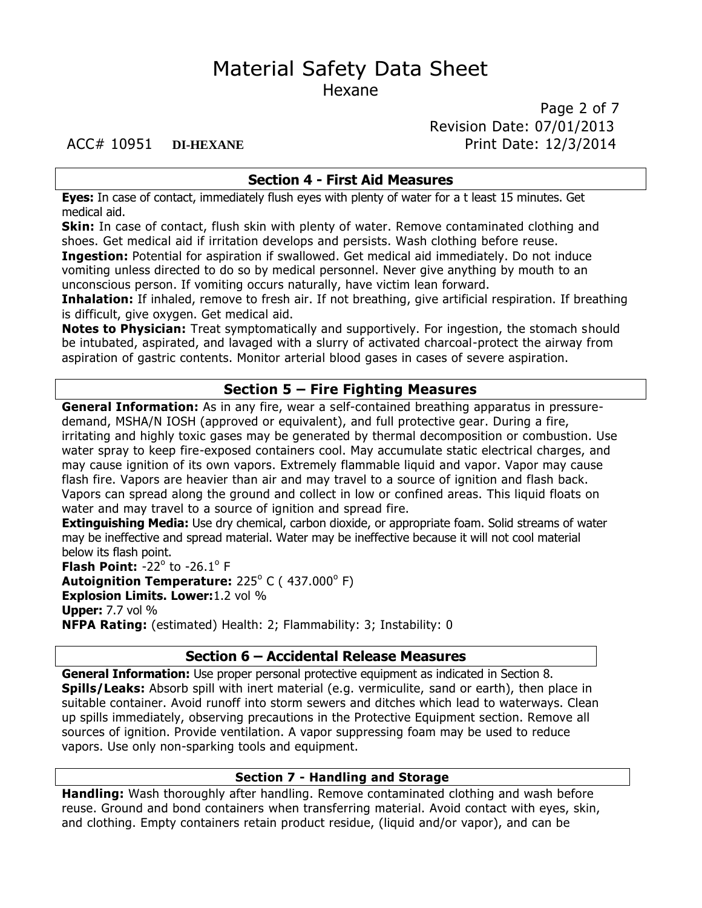## Section 4 - First Aid Measures

**Eyes:** In case of contact, immediately flush eyes with plenty of water for a t least 15 minutes. Get medical aid.

**Skin:** In case of contact, flush skin with plenty of water. Remove contaminated clothing and shoes. Get medical aid if irritation develops and persists. Wash clothing before reuse.

**Ingestion:** Potential for aspiration if swallowed. Get medical aid immediately. Do not induce vomiting unless directed to do so by medical personnel. Never give anything by mouth to an unconscious person. If vomiting occurs naturally, have victim lean forward.

**Inhalation:** If inhaled, remove to fresh air. If not breathing, give artificial respiration. If breathing is difficult, give oxygen. Get medical aid.

**Notes to Physician:** Treat symptomatically and supportively. For ingestion, the stomach should be intubated, aspirated, and lavaged with a slurry of activated charcoal-protect the airway from aspiration of gastric contents. Monitor arterial blood gases in cases of severe aspiration.

## Section 5 – Fire Fighting Measures

**General Information:** As in any fire, wear a self-contained breathing apparatus in pressure-demand, MSHA/N IOSH (approved or equivalent), and full protective gear. During a fire, irritating and highly toxic gases may be generated by thermal decomposition or combustion. Use water spray to keep fire-exposed containers cool. May accumulate static electrical charges, and may cause ignition of its own vapors. Extremely flammable liquid and vapor. Vapor may cause flash fire. Vapors are heavier than air and may travel to a source of ignition and flash back. Vapors can spread along the ground and collect in low or confined areas. This liquid floats on water and may travel to a source of ignition and spread fire.

**Extinguishing Media:** Use dry chemical, carbon dioxide, or appropriate foam. Solid streams of water may be ineffective and spread material. Water may be ineffective because it will not cool material below its flash point.

**Flash Point:** -22° to -26.1° F

**Autoignition Temperature:** 225° C ( 437.000° F)

**Explosion Limits. Lower:** 1.2 vol %

**Upper:** 7.7 vol %

**NFPA Rating:** (estimated) Health: 2; Flammability: 3; Instability: 0

## Section 6 – Accidental Release Measures

**General Information:** Use proper personal protective equipment as indicated in Section 8.

**Spills/Leaks:** Absorb spill with inert material (e.g. vermiculite, sand or earth), then place in suitable container. Avoid runoff into storm sewers and ditches which lead to waterways. Clean up spills immediately, observing precautions in the Protective Equipment section. Remove all sources of ignition. Provide ventilation. A vapor suppressing foam may be used to reduce vapors. Use only non-sparking tools and equipment.

## Section 7 - Handling and Storage

**Handling:** Wash thoroughly after handling. Remove contaminated clothing and wash before reuse. Ground and bond containers when transferring material. Avoid contact with eyes, skin, and clothing. Empty containers retain product residue, (liquid and/or vapor), and can be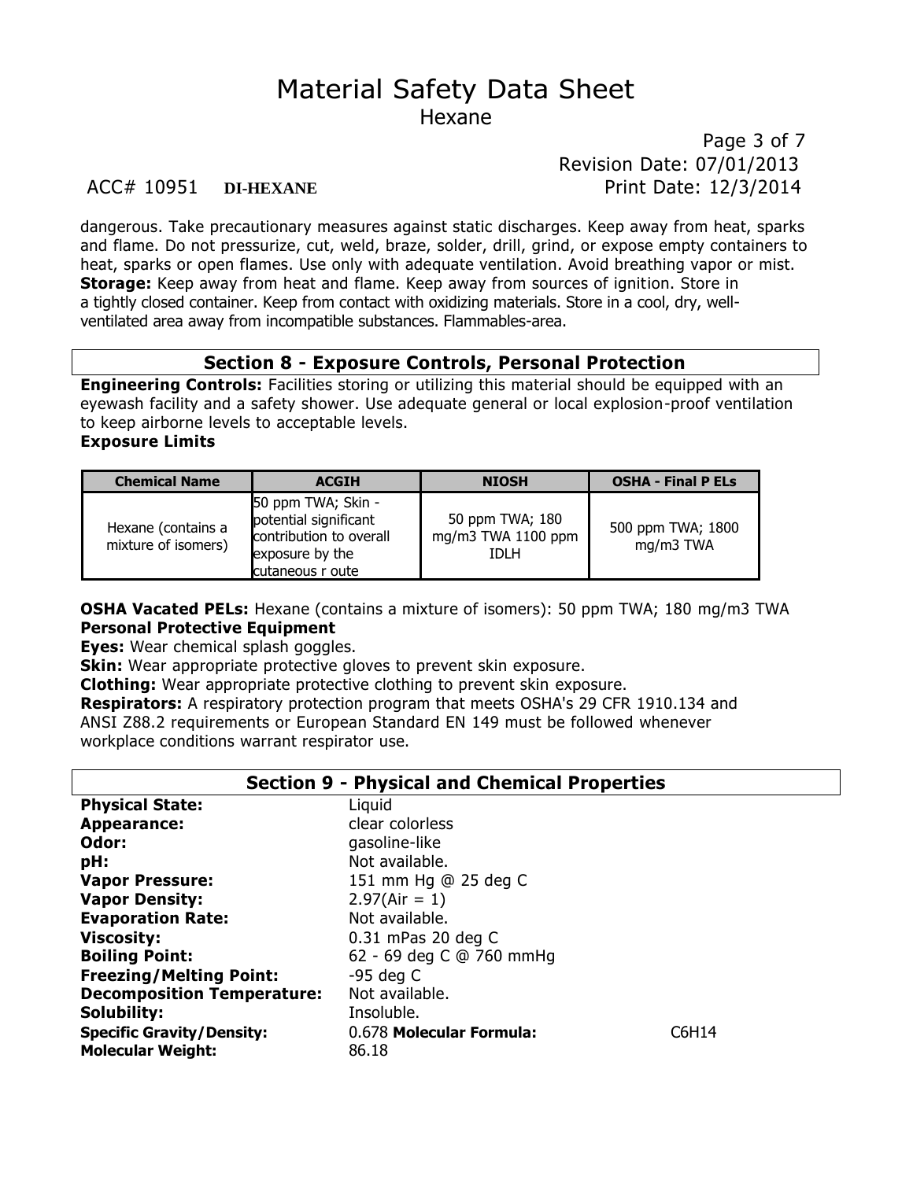dangerous. Take precautionary measures against static discharges. Keep away from heat, sparks and flame. Do not pressurize, cut, weld, braze, solder, drill, grind, or expose empty containers to heat, sparks or open flames. Use only with adequate ventilation. Avoid breathing vapor or mist.
**Storage:** Keep away from heat and flame. Keep away from sources of ignition. Store in a tightly closed container. Keep from contact with oxidizing materials. Store in a cool, dry, well-ventilated area away from incompatible substances. Flammables-area.

## Section 8 - Exposure Controls, Personal Protection

**Engineering Controls:** Facilities storing or utilizing this material should be equipped with an eyewash facility and a safety shower. Use adequate general or local explosion-proof ventilation to keep airborne levels to acceptable levels.

**Exposure Limits**

| Chemical Name | ACGIH | NIOSH | OSHA - Final P ELs |
|---|---|---|---|
| Hexane (contains a mixture of isomers) | 50 ppm TWA; Skin - potential significant contribution to overall exposure by the cutaneous r oute | 50 ppm TWA; 180 mg/m3 TWA 1100 ppm IDLH | 500 ppm TWA; 1800 mg/m3 TWA |

**OSHA Vacated PELs:** Hexane (contains a mixture of isomers): 50 ppm TWA; 180 mg/m3 TWA

**Personal Protective Equipment**

**Eyes:** Wear chemical splash goggles.
**Skin:** Wear appropriate protective gloves to prevent skin exposure.
**Clothing:** Wear appropriate protective clothing to prevent skin exposure.
**Respirators:** A respiratory protection program that meets OSHA's 29 CFR 1910.134 and ANSI Z88.2 requirements or European Standard EN 149 must be followed whenever workplace conditions warrant respirator use.

## Section 9 - Physical and Chemical Properties

**Physical State:** Liquid
**Appearance:** clear colorless
**Odor:** gasoline-like
**pH:** Not available.
**Vapor Pressure:** 151 mm Hg @ 25 deg C
**Vapor Density:** 2.97(Air = 1)
**Evaporation Rate:** Not available.
**Viscosity:** 0.31 mPas 20 deg C
**Boiling Point:** 62 - 69 deg C @ 760 mmHg
**Freezing/Melting Point:** -95 deg C
**Decomposition Temperature:** Not available.
**Solubility:** Insoluble.
**Specific Gravity/Density:** 0.678
**Molecular Formula:** $C_6H_{14}$
**Molecular Weight:** 86.18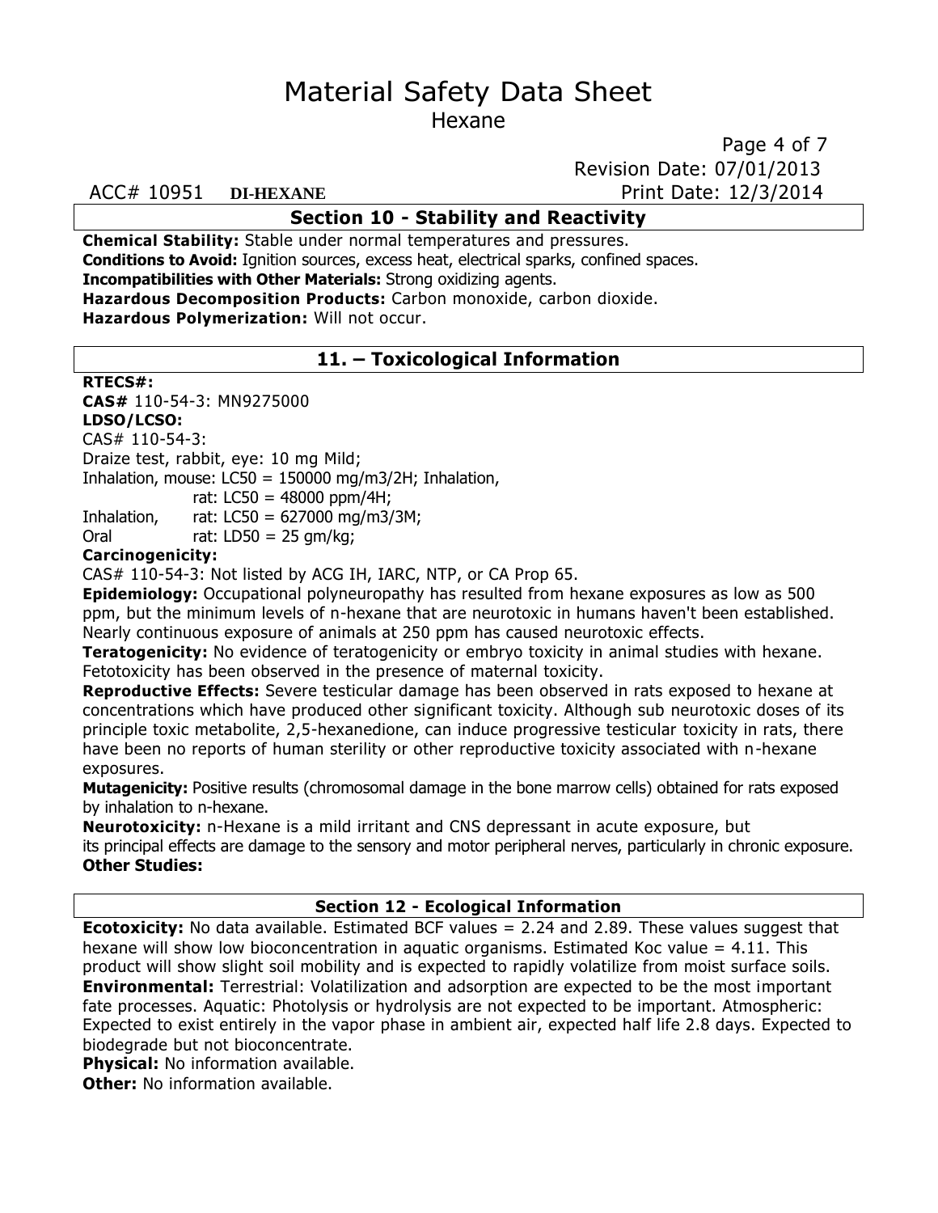## Section 10 - Stability and Reactivity

**Chemical Stability:** Stable under normal temperatures and pressures.
**Conditions to Avoid:** Ignition sources, excess heat, electrical sparks, confined spaces.
**Incompatibilities with Other Materials:** Strong oxidizing agents.
**Hazardous Decomposition Products:** Carbon monoxide, carbon dioxide.
**Hazardous Polymerization:** Will not occur.

## 11. – Toxicological Information

**RTECS#:**
**CAS#** 110-54-3: MN9275000
**LDSO/LCSO:**
CAS# 110-54-3:
Draize test, rabbit, eye: 10 mg Mild;
Inhalation, mouse: LC50 = 150000 mg/m3/2H; Inhalation,
rat: LC50 = 48000 ppm/4H;
Inhalation, rat: LC50 = 627000 mg/m3/3M;
Oral rat: LD50 = 25 gm/kg;
**Carcinogenicity:**
CAS# 110-54-3: Not listed by ACG IH, IARC, NTP, or CA Prop 65.
**Epidemiology:** Occupational polyneuropathy has resulted from hexane exposures as low as 500 ppm, but the minimum levels of n-hexane that are neurotoxic in humans haven't been established. Nearly continuous exposure of animals at 250 ppm has caused neurotoxic effects.
**Teratogenicity:** No evidence of teratogenicity or embryo toxicity in animal studies with hexane. Fetotoxicity has been observed in the presence of maternal toxicity.
**Reproductive Effects:** Severe testicular damage has been observed in rats exposed to hexane at concentrations which have produced other significant toxicity. Although sub neurotoxic doses of its principle toxic metabolite, 2,5-hexanedione, can induce progressive testicular toxicity in rats, there have been no reports of human sterility or other reproductive toxicity associated with n-hexane exposures.
**Mutagenicity:** Positive results (chromosomal damage in the bone marrow cells) obtained for rats exposed by inhalation to n-hexane.
**Neurotoxicity:** n-Hexane is a mild irritant and CNS depressant in acute exposure, but its principal effects are damage to the sensory and motor peripheral nerves, particularly in chronic exposure.
**Other Studies:**

## Section 12 - Ecological Information

**Ecotoxicity:** No data available. Estimated BCF values = 2.24 and 2.89. These values suggest that hexane will show low bioconcentration in aquatic organisms. Estimated Koc value = 4.11. This product will show slight soil mobility and is expected to rapidly volatilize from moist surface soils.
**Environmental:** Terrestrial: Volatilization and adsorption are expected to be the most important fate processes. Aquatic: Photolysis or hydrolysis are not expected to be important. Atmospheric: Expected to exist entirely in the vapor phase in ambient air, expected half life 2.8 days. Expected to biodegrade but not bioconcentrate.
**Physical:** No information available.
**Other:** No information available.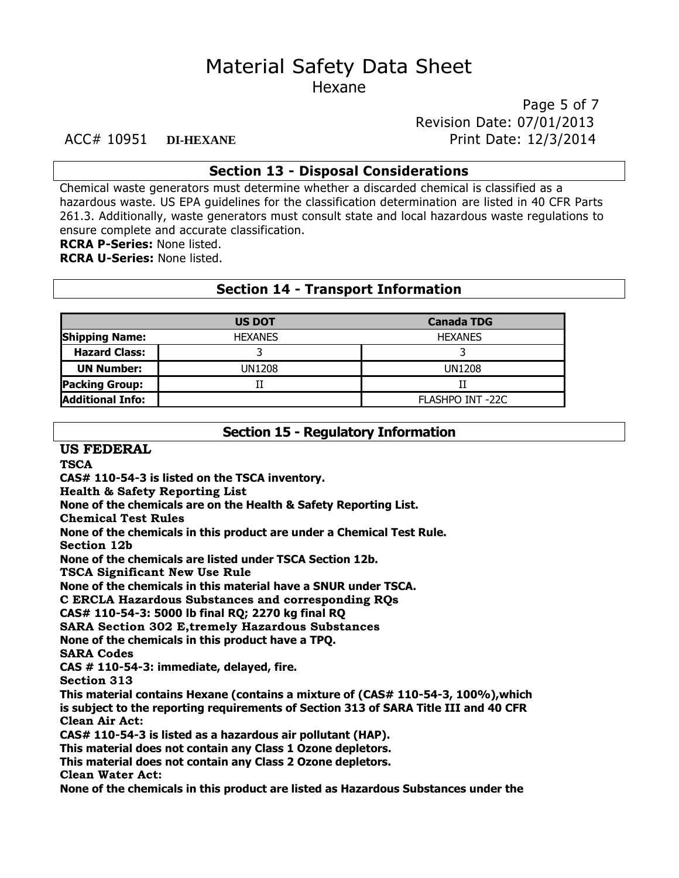## Section 13 - Disposal Considerations

Chemical waste generators must determine whether a discarded chemical is classified as a hazardous waste. US EPA guidelines for the classification determination are listed in 40 CFR Parts 261.3. Additionally, waste generators must consult state and local hazardous waste regulations to ensure complete and accurate classification.

**RCRA P-Series:** None listed.

**RCRA U-Series:** None listed.

## Section 14 - Transport Information

| | US DOT | Canada TDG |
|---|---|---|
| **Shipping Name:** | HEXANES | HEXANES |
| **Hazard Class:** | 3 | 3 |
| **UN Number:** | UN1208 | UN1208 |
| **Packing Group:** | II | II |
| **Additional Info:** | | FLASHPO INT -22C |

## Section 15 - Regulatory Information

**US FEDERAL**

**TSCA**

**CAS# 110-54-3 is listed on the TSCA inventory.**

**Health & Safety Reporting List**

**None of the chemicals are on the Health & Safety Reporting List.**

**Chemical Test Rules**

**None of the chemicals in this product are under a Chemical Test Rule.**

**Section 12b**

**None of the chemicals are listed under TSCA Section 12b.**

**TSCA Significant New Use Rule**

**None of the chemicals in this material have a SNUR under TSCA.**

**C ERCLA Hazardous Substances and corresponding RQs**

**CAS# 110-54-3: 5000 lb final RQ; 2270 kg final RQ**

**SARA Section 302 E,tremely Hazardous Substances**

**None of the chemicals in this product have a TPQ.**

**SARA Codes**

**CAS # 110-54-3: immediate, delayed, fire.**

**Section 313**

**This material contains Hexane (contains a mixture of (CAS# 110-54-3, 100%),which is subject to the reporting requirements of Section 313 of SARA Title III and 40 CFR**

**Clean Air Act:**

**CAS# 110-54-3 is listed as a hazardous air pollutant (HAP).**

**This material does not contain any Class 1 Ozone depletors.**

**This material does not contain any Class 2 Ozone depletors.**

**Clean Water Act:**

**None of the chemicals in this product are listed as Hazardous Substances under the**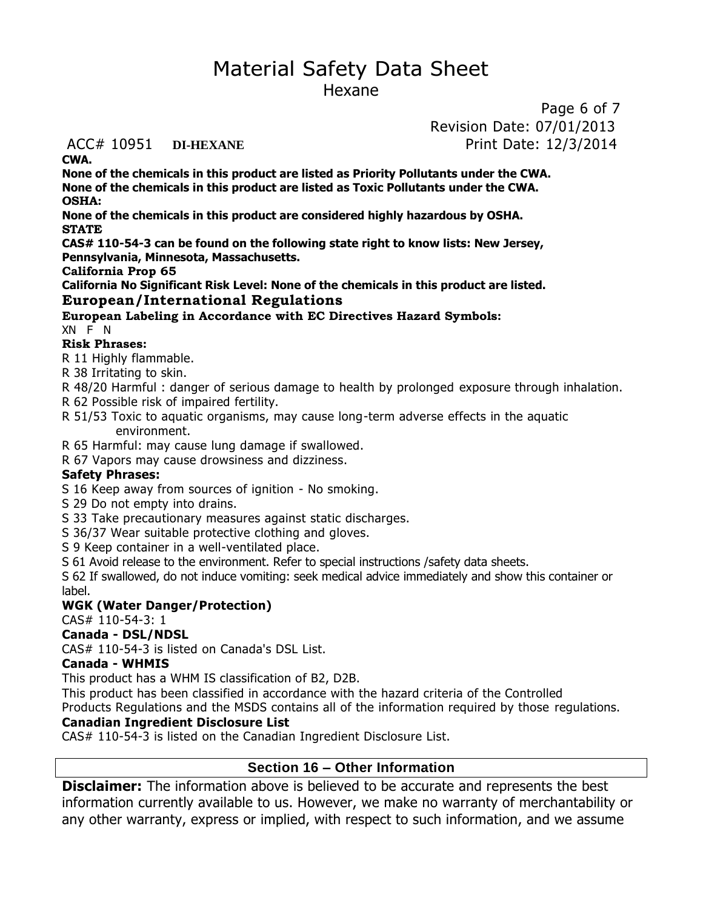**CWA.**

**None of the chemicals in this product are listed as Priority Pollutants under the CWA.**
**None of the chemicals in this product are listed as Toxic Pollutants under the CWA.**

**OSHA:**

**None of the chemicals in this product are considered highly hazardous by OSHA.**

**STATE**

**CAS# 110-54-3 can be found on the following state right to know lists: New Jersey, Pennsylvania, Minnesota, Massachusetts.**

**California Prop 65**

**California No Significant Risk Level: None of the chemicals in this product are listed.**

### European/International Regulations

**European Labeling in Accordance with EC Directives Hazard Symbols:**

XN F N

**Risk Phrases:**

R 11 Highly flammable.
R 38 Irritating to skin.
R 48/20 Harmful : danger of serious damage to health by prolonged exposure through inhalation.
R 62 Possible risk of impaired fertility.
R 51/53 Toxic to aquatic organisms, may cause long-term adverse effects in the aquatic environment.
R 65 Harmful: may cause lung damage if swallowed.
R 67 Vapors may cause drowsiness and dizziness.

**Safety Phrases:**

S 16 Keep away from sources of ignition - No smoking.
S 29 Do not empty into drains.
S 33 Take precautionary measures against static discharges.
S 36/37 Wear suitable protective clothing and gloves.
S 9 Keep container in a well-ventilated place.
S 61 Avoid release to the environment. Refer to special instructions /safety data sheets.
S 62 If swallowed, do not induce vomiting: seek medical advice immediately and show this container or label.

**WGK (Water Danger/Protection)**

CAS# 110-54-3: 1

**Canada - DSL/NDSL**

CAS# 110-54-3 is listed on Canada's DSL List.

**Canada - WHMIS**

This product has a WHM IS classification of B2, D2B.

This product has been classified in accordance with the hazard criteria of the Controlled Products Regulations and the MSDS contains all of the information required by those regulations.

**Canadian Ingredient Disclosure List**

CAS# 110-54-3 is listed on the Canadian Ingredient Disclosure List.

## Section 16 – Other Information

**Disclaimer:** The information above is believed to be accurate and represents the best information currently available to us. However, we make no warranty of merchantability or any other warranty, express or implied, with respect to such information, and we assume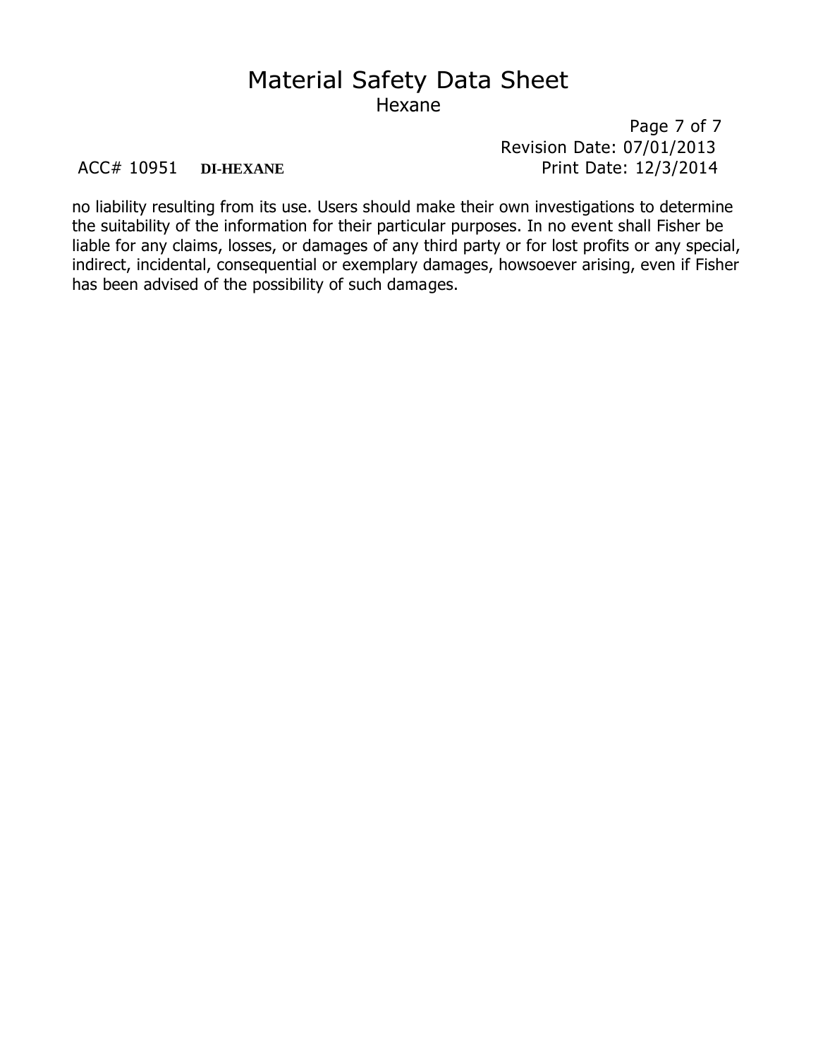no liability resulting from its use. Users should make their own investigations to determine the suitability of the information for their particular purposes. In no event shall Fisher be liable for any claims, losses, or damages of any third party or for lost profits or any special, indirect, incidental, consequential or exemplary damages, howsoever arising, even if Fisher has been advised of the possibility of such damages.